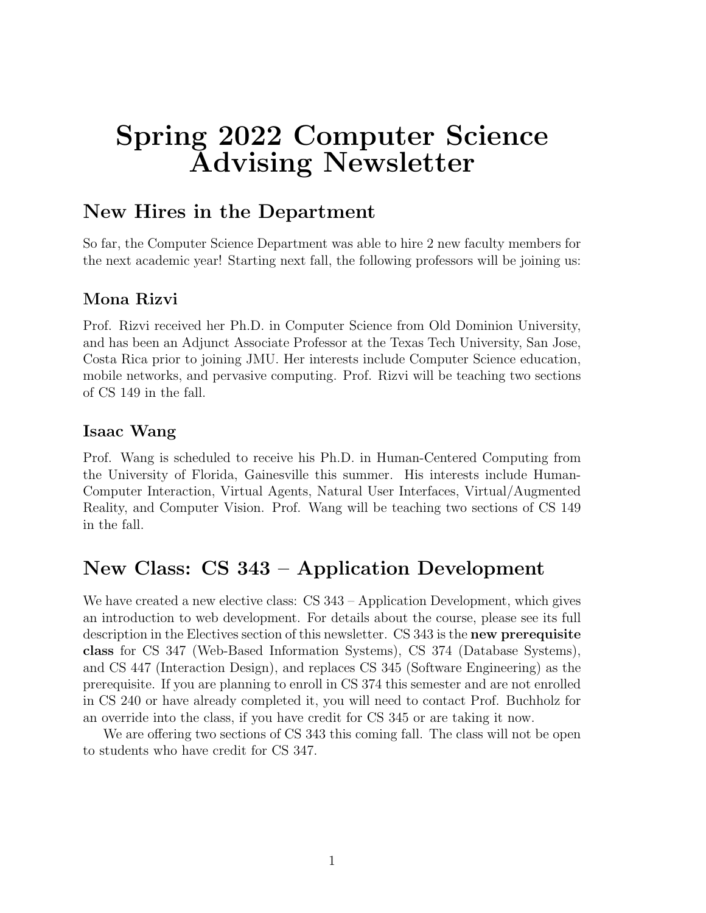# Spring 2022 Computer Science Advising Newsletter

## New Hires in the Department

So far, the Computer Science Department was able to hire 2 new faculty members for the next academic year! Starting next fall, the following professors will be joining us:

### Mona Rizvi

Prof. Rizvi received her Ph.D. in Computer Science from Old Dominion University, and has been an Adjunct Associate Professor at the Texas Tech University, San Jose, Costa Rica prior to joining JMU. Her interests include Computer Science education, mobile networks, and pervasive computing. Prof. Rizvi will be teaching two sections of CS 149 in the fall.

### Isaac Wang

Prof. Wang is scheduled to receive his Ph.D. in Human-Centered Computing from the University of Florida, Gainesville this summer. His interests include Human-Computer Interaction, Virtual Agents, Natural User Interfaces, Virtual/Augmented Reality, and Computer Vision. Prof. Wang will be teaching two sections of CS 149 in the fall.

## New Class: CS 343 – Application Development

We have created a new elective class: CS 343 – Application Development, which gives an introduction to web development. For details about the course, please see its full description in the Electives section of this newsletter. CS 343 is the **new prerequisite class** for CS 347 (Web-Based Information Systems), CS 374 (Database Systems), and CS 447 (Interaction Design), and replaces CS 345 (Software Engineering) as the prerequisite. If you are planning to enroll in CS 374 this semester and are not enrolled in CS 240 or have already completed it, you will need to contact Prof. Buchholz for an override into the class, if you have credit for CS 345 or are taking it now.

We are offering two sections of CS 343 this coming fall. The class will not be open to students who have credit for CS 347.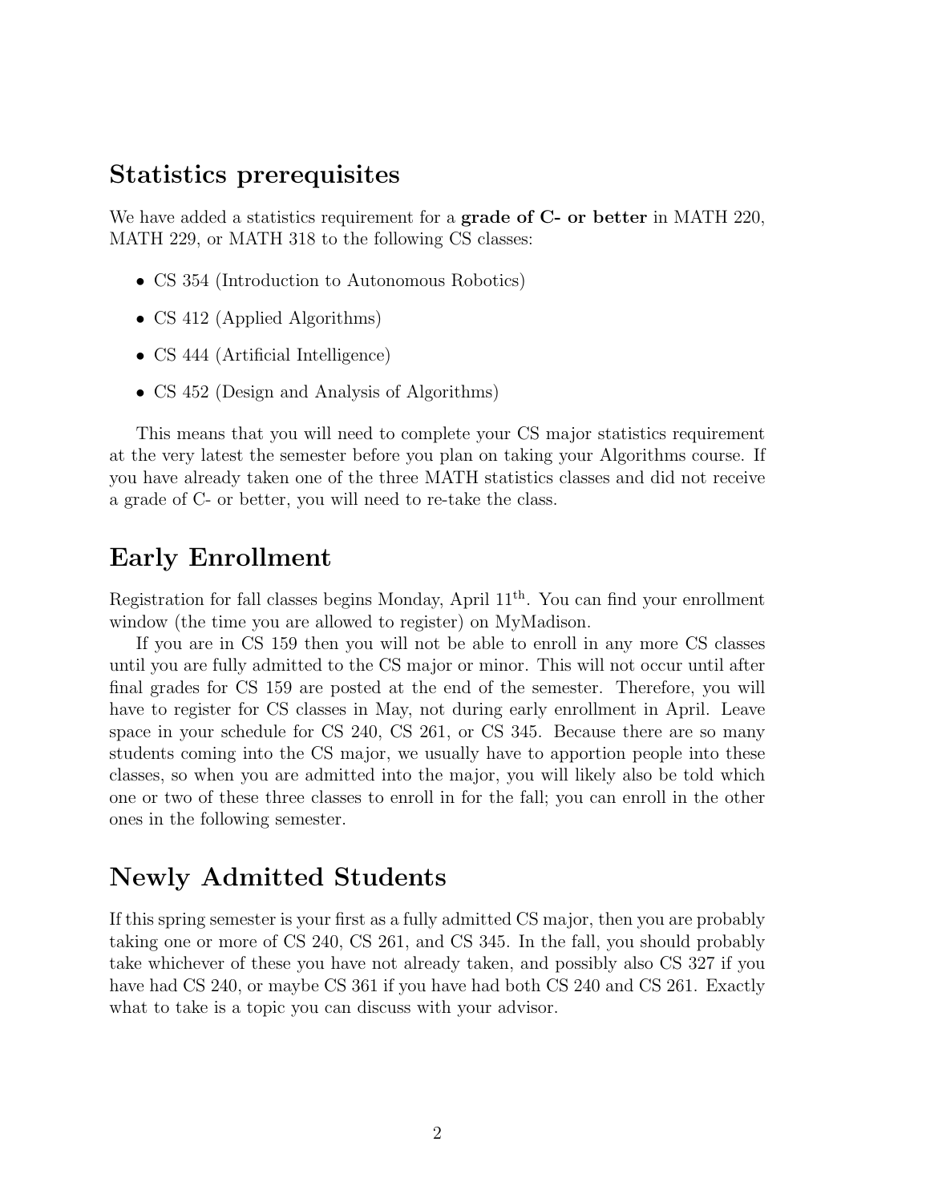## Statistics prerequisites

We have added a statistics requirement for a **grade of C- or better** in MATH 220, MATH 229, or MATH 318 to the following CS classes:

- CS 354 (Introduction to Autonomous Robotics)
- CS 412 (Applied Algorithms)
- CS 444 (Artificial Intelligence)
- CS 452 (Design and Analysis of Algorithms)

This means that you will need to complete your CS major statistics requirement at the very latest the semester before you plan on taking your Algorithms course. If you have already taken one of the three MATH statistics classes and did not receive a grade of C- or better, you will need to re-take the class.

## Early Enrollment

Registration for fall classes begins Monday, April 11th. You can find your enrollment window (the time you are allowed to register) on MyMadison.

If you are in CS 159 then you will not be able to enroll in any more CS classes until you are fully admitted to the CS major or minor. This will not occur until after final grades for CS 159 are posted at the end of the semester. Therefore, you will have to register for CS classes in May, not during early enrollment in April. Leave space in your schedule for CS 240, CS 261, or CS 345. Because there are so many students coming into the CS major, we usually have to apportion people into these classes, so when you are admitted into the major, you will likely also be told which one or two of these three classes to enroll in for the fall; you can enroll in the other ones in the following semester.

## Newly Admitted Students

If this spring semester is your first as a fully admitted CS major, then you are probably taking one or more of CS 240, CS 261, and CS 345. In the fall, you should probably take whichever of these you have not already taken, and possibly also CS 327 if you have had CS 240, or maybe CS 361 if you have had both CS 240 and CS 261. Exactly what to take is a topic you can discuss with your advisor.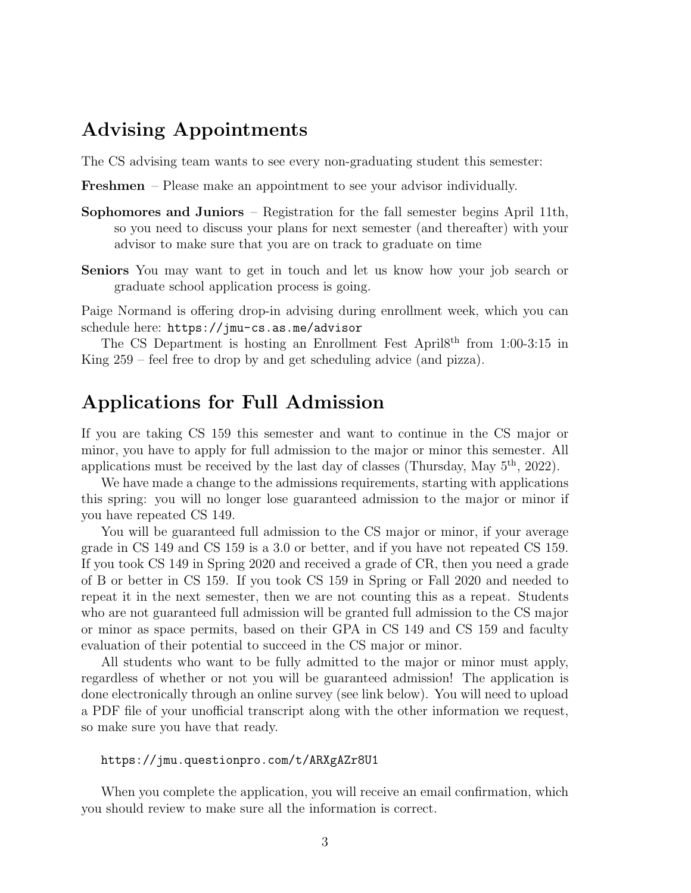## Advising Appointments

The CS advising team wants to see every non-graduating student this semester:

**Freshmen** – Please make an appointment to see your advisor individually.

**Sophomores and Juniors** – Registration for the fall semester begins April 11th, so you need to discuss your plans for next semester (and thereafter) with your advisor to make sure that you are on track to graduate on time

**Seniors** You may want to get in touch and let us know how your job search or graduate school application process is going.

Paige Normand is offering drop-in advising during enrollment week, which you can schedule here: `https://jmu-cs.as.me/advisor`

The CS Department is hosting an Enrollment Fest April8th from 1:00-3:15 in King 259 – feel free to drop by and get scheduling advice (and pizza).

## Applications for Full Admission

If you are taking CS 159 this semester and want to continue in the CS major or minor, you have to apply for full admission to the major or minor this semester. All applications must be received by the last day of classes (Thursday, May 5th, 2022).

We have made a change to the admissions requirements, starting with applications this spring: you will no longer lose guaranteed admission to the major or minor if you have repeated CS 149.

You will be guaranteed full admission to the CS major or minor, if your average grade in CS 149 and CS 159 is a 3.0 or better, and if you have not repeated CS 159. If you took CS 149 in Spring 2020 and received a grade of CR, then you need a grade of B or better in CS 159. If you took CS 159 in Spring or Fall 2020 and needed to repeat it in the next semester, then we are not counting this as a repeat. Students who are not guaranteed full admission will be granted full admission to the CS major or minor as space permits, based on their GPA in CS 149 and CS 159 and faculty evaluation of their potential to succeed in the CS major or minor.

All students who want to be fully admitted to the major or minor must apply, regardless of whether or not you will be guaranteed admission! The application is done electronically through an online survey (see link below). You will need to upload a PDF file of your unofficial transcript along with the other information we request, so make sure you have that ready.

`https://jmu.questionpro.com/t/ARXgAZr8U1`

When you complete the application, you will receive an email confirmation, which you should review to make sure all the information is correct.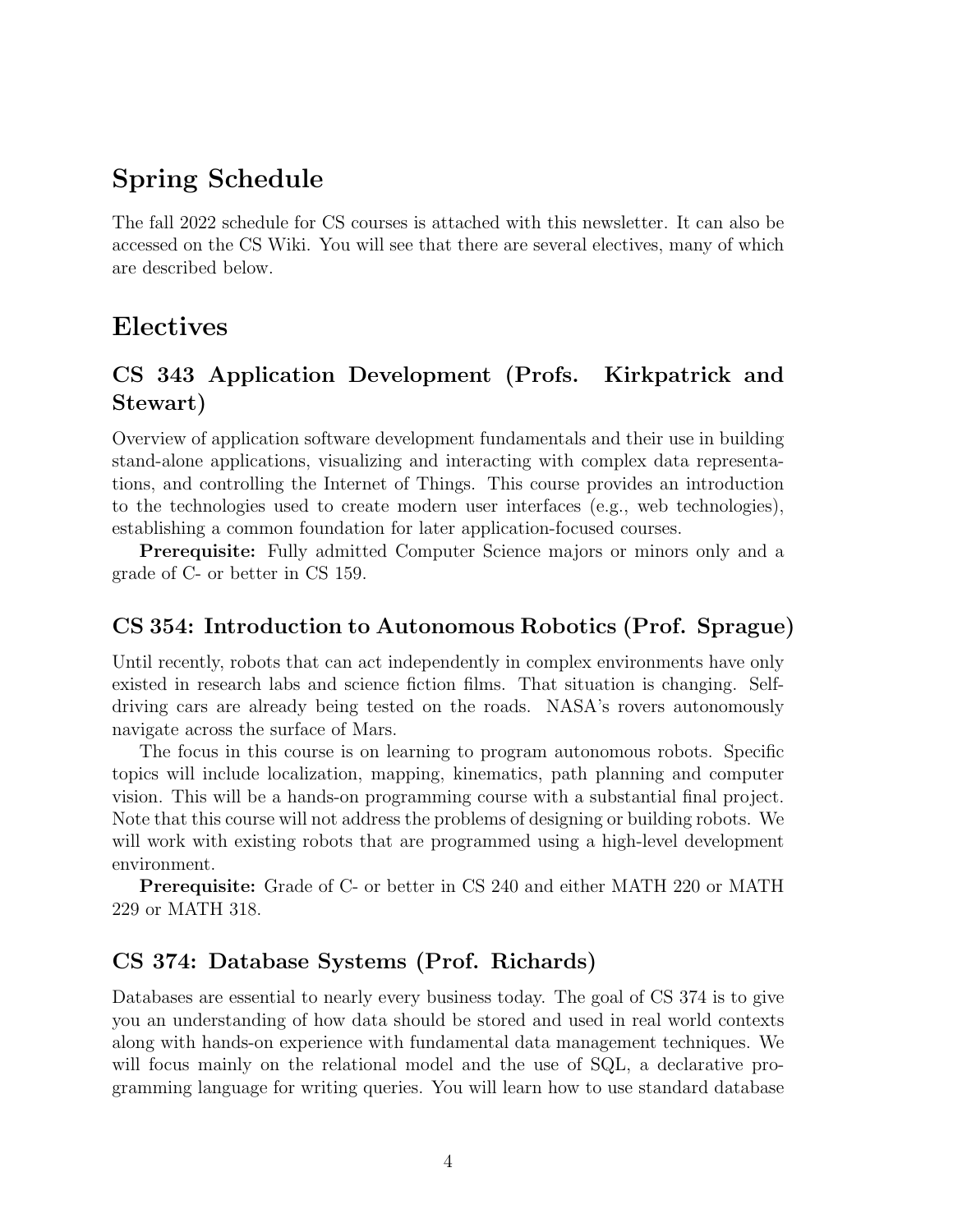## Spring Schedule

The fall 2022 schedule for CS courses is attached with this newsletter. It can also be accessed on the CS Wiki. You will see that there are several electives, many of which are described below.

## Electives

### CS 343 Application Development (Profs. Kirkpatrick and Stewart)

Overview of application software development fundamentals and their use in building stand-alone applications, visualizing and interacting with complex data representations, and controlling the Internet of Things. This course provides an introduction to the technologies used to create modern user interfaces (e.g., web technologies), establishing a common foundation for later application-focused courses.

**Prerequisite:** Fully admitted Computer Science majors or minors only and a grade of C- or better in CS 159.

### CS 354: Introduction to Autonomous Robotics (Prof. Sprague)

Until recently, robots that can act independently in complex environments have only existed in research labs and science fiction films. That situation is changing. Self-driving cars are already being tested on the roads. NASA's rovers autonomously navigate across the surface of Mars.

The focus in this course is on learning to program autonomous robots. Specific topics will include localization, mapping, kinematics, path planning and computer vision. This will be a hands-on programming course with a substantial final project. Note that this course will not address the problems of designing or building robots. We will work with existing robots that are programmed using a high-level development environment.

**Prerequisite:** Grade of C- or better in CS 240 and either MATH 220 or MATH 229 or MATH 318.

### CS 374: Database Systems (Prof. Richards)

Databases are essential to nearly every business today. The goal of CS 374 is to give you an understanding of how data should be stored and used in real world contexts along with hands-on experience with fundamental data management techniques. We will focus mainly on the relational model and the use of SQL, a declarative programming language for writing queries. You will learn how to use standard database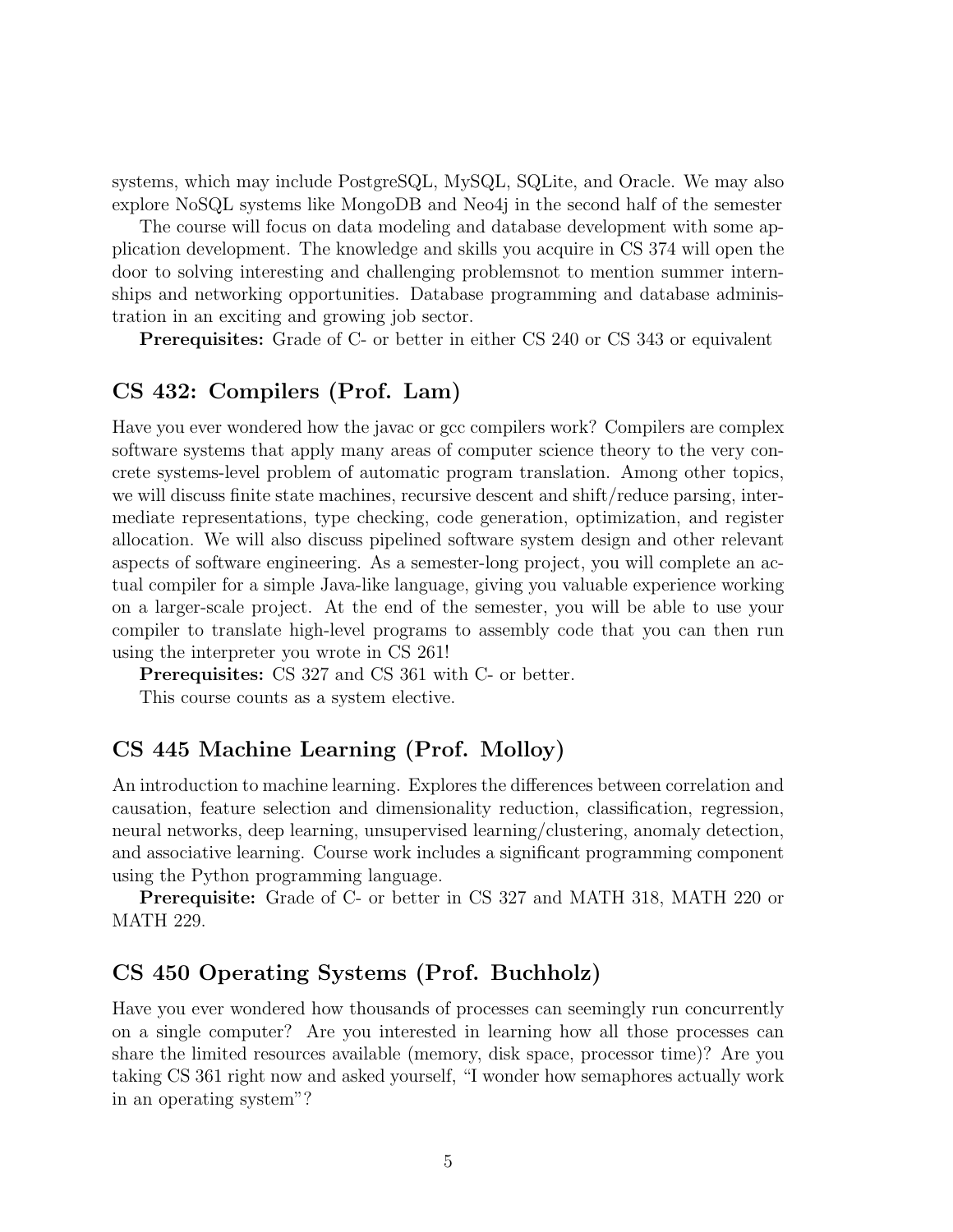systems, which may include PostgreSQL, MySQL, SQLite, and Oracle. We may also explore NoSQL systems like MongoDB and Neo4j in the second half of the semester

The course will focus on data modeling and database development with some application development. The knowledge and skills you acquire in CS 374 will open the door to solving interesting and challenging problemsnot to mention summer internships and networking opportunities. Database programming and database administration in an exciting and growing job sector.

**Prerequisites:** Grade of C- or better in either CS 240 or CS 343 or equivalent

## CS 432: Compilers (Prof. Lam)

Have you ever wondered how the javac or gcc compilers work? Compilers are complex software systems that apply many areas of computer science theory to the very concrete systems-level problem of automatic program translation. Among other topics, we will discuss finite state machines, recursive descent and shift/reduce parsing, intermediate representations, type checking, code generation, optimization, and register allocation. We will also discuss pipelined software system design and other relevant aspects of software engineering. As a semester-long project, you will complete an actual compiler for a simple Java-like language, giving you valuable experience working on a larger-scale project. At the end of the semester, you will be able to use your compiler to translate high-level programs to assembly code that you can then run using the interpreter you wrote in CS 261!

**Prerequisites:** CS 327 and CS 361 with C- or better.

This course counts as a system elective.

## CS 445 Machine Learning (Prof. Molloy)

An introduction to machine learning. Explores the differences between correlation and causation, feature selection and dimensionality reduction, classification, regression, neural networks, deep learning, unsupervised learning/clustering, anomaly detection, and associative learning. Course work includes a significant programming component using the Python programming language.

**Prerequisite:** Grade of C- or better in CS 327 and MATH 318, MATH 220 or MATH 229.

## CS 450 Operating Systems (Prof. Buchholz)

Have you ever wondered how thousands of processes can seemingly run concurrently on a single computer? Are you interested in learning how all those processes can share the limited resources available (memory, disk space, processor time)? Are you taking CS 361 right now and asked yourself, "I wonder how semaphores actually work in an operating system"?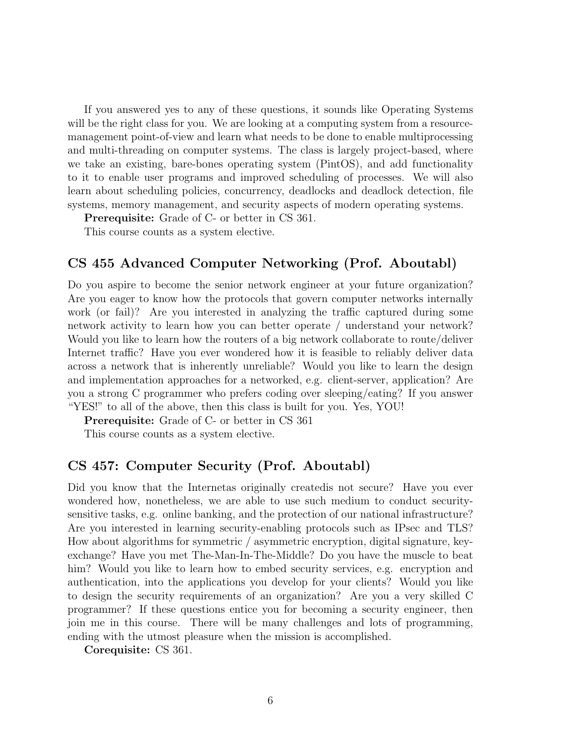If you answered yes to any of these questions, it sounds like Operating Systems will be the right class for you. We are looking at a computing system from a resource-management point-of-view and learn what needs to be done to enable multiprocessing and multi-threading on computer systems. The class is largely project-based, where we take an existing, bare-bones operating system (PintOS), and add functionality to it to enable user programs and improved scheduling of processes. We will also learn about scheduling policies, concurrency, deadlocks and deadlock detection, file systems, memory management, and security aspects of modern operating systems.

**Prerequisite:** Grade of C- or better in CS 361.

This course counts as a system elective.

## CS 455 Advanced Computer Networking (Prof. Aboutabl)

Do you aspire to become the senior network engineer at your future organization? Are you eager to know how the protocols that govern computer networks internally work (or fail)? Are you interested in analyzing the traffic captured during some network activity to learn how you can better operate / understand your network? Would you like to learn how the routers of a big network collaborate to route/deliver Internet traffic? Have you ever wondered how it is feasible to reliably deliver data across a network that is inherently unreliable? Would you like to learn the design and implementation approaches for a networked, e.g. client-server, application? Are you a strong C programmer who prefers coding over sleeping/eating? If you answer "YES!" to all of the above, then this class is built for you. Yes, YOU!

**Prerequisite:** Grade of C- or better in CS 361

This course counts as a system elective.

## CS 457: Computer Security (Prof. Aboutabl)

Did you know that the Internetas originally createdis not secure? Have you ever wondered how, nonetheless, we are able to use such medium to conduct security-sensitive tasks, e.g. online banking, and the protection of our national infrastructure? Are you interested in learning security-enabling protocols such as IPsec and TLS? How about algorithms for symmetric / asymmetric encryption, digital signature, key-exchange? Have you met The-Man-In-The-Middle? Do you have the muscle to beat him? Would you like to learn how to embed security services, e.g. encryption and authentication, into the applications you develop for your clients? Would you like to design the security requirements of an organization? Are you a very skilled C programmer? If these questions entice you for becoming a security engineer, then join me in this course. There will be many challenges and lots of programming, ending with the utmost pleasure when the mission is accomplished.

**Corequisite:** CS 361.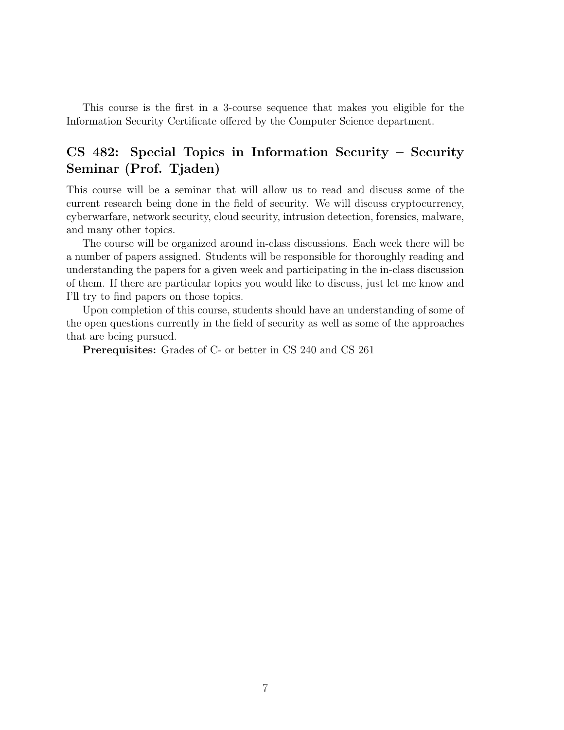This course is the first in a 3-course sequence that makes you eligible for the Information Security Certificate offered by the Computer Science department.

## CS 482: Special Topics in Information Security – Security Seminar (Prof. Tjaden)

This course will be a seminar that will allow us to read and discuss some of the current research being done in the field of security. We will discuss cryptocurrency, cyberwarfare, network security, cloud security, intrusion detection, forensics, malware, and many other topics.

The course will be organized around in-class discussions. Each week there will be a number of papers assigned. Students will be responsible for thoroughly reading and understanding the papers for a given week and participating in the in-class discussion of them. If there are particular topics you would like to discuss, just let me know and I'll try to find papers on those topics.

Upon completion of this course, students should have an understanding of some of the open questions currently in the field of security as well as some of the approaches that are being pursued.

**Prerequisites:** Grades of C- or better in CS 240 and CS 261